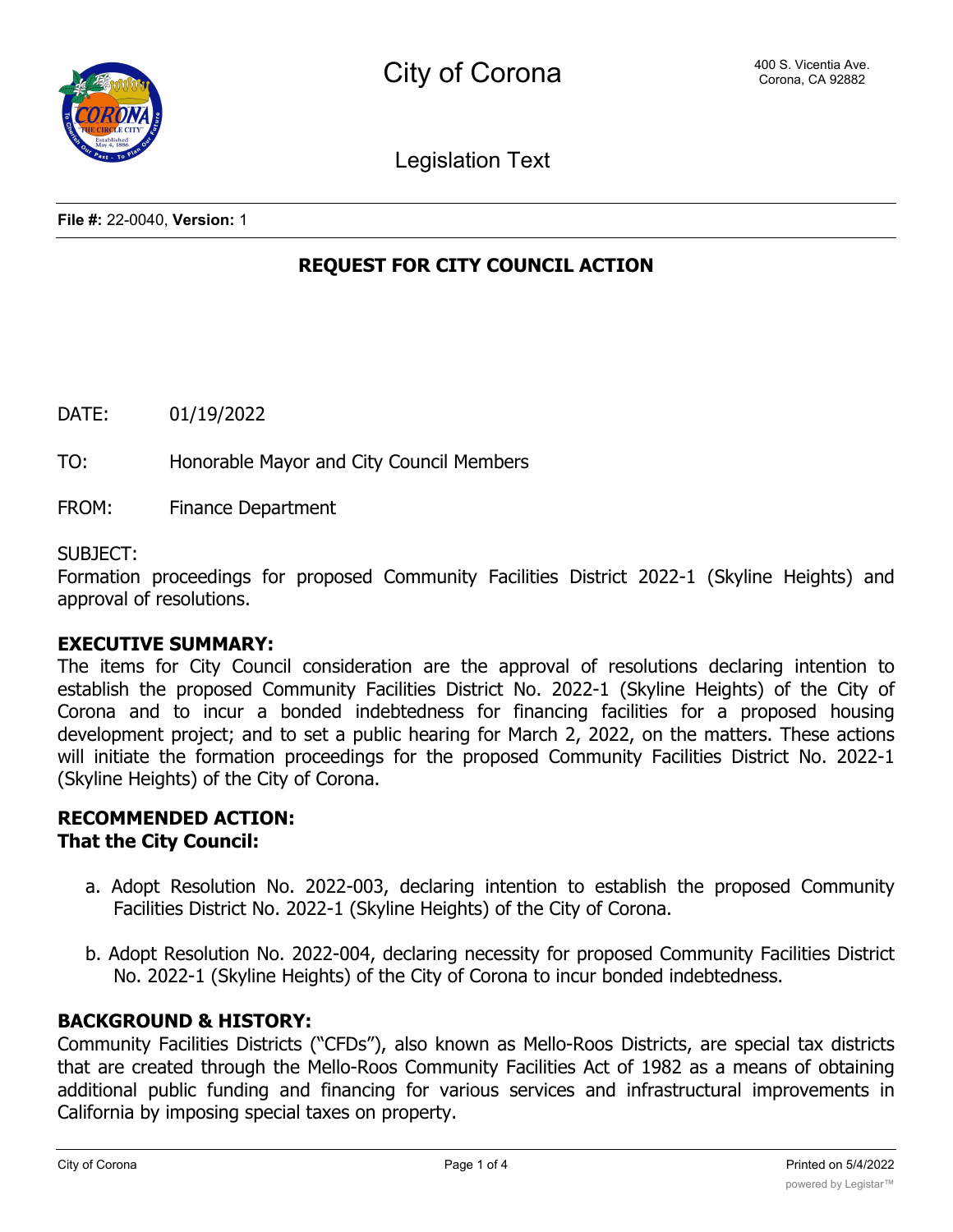# City of Corona

400 S. Vicentia Ave.
Corona, CA 92882

Legislation Text

**File #:** 22-0040, **Version:** 1

## REQUEST FOR CITY COUNCIL ACTION

DATE: 01/19/2022

TO: Honorable Mayor and City Council Members

FROM: Finance Department

SUBJECT:
Formation proceedings for proposed Community Facilities District 2022-1 (Skyline Heights) and approval of resolutions.

**EXECUTIVE SUMMARY:**
The items for City Council consideration are the approval of resolutions declaring intention to establish the proposed Community Facilities District No. 2022-1 (Skyline Heights) of the City of Corona and to incur a bonded indebtedness for financing facilities for a proposed housing development project; and to set a public hearing for March 2, 2022, on the matters. These actions will initiate the formation proceedings for the proposed Community Facilities District No. 2022-1 (Skyline Heights) of the City of Corona.

**RECOMMENDED ACTION:**
**That the City Council:**

a. Adopt Resolution No. 2022-003, declaring intention to establish the proposed Community Facilities District No. 2022-1 (Skyline Heights) of the City of Corona.

b. Adopt Resolution No. 2022-004, declaring necessity for proposed Community Facilities District No. 2022-1 (Skyline Heights) of the City of Corona to incur bonded indebtedness.

**BACKGROUND & HISTORY:**
Community Facilities Districts ("CFDs"), also known as Mello-Roos Districts, are special tax districts that are created through the Mello-Roos Community Facilities Act of 1982 as a means of obtaining additional public funding and financing for various services and infrastructural improvements in California by imposing special taxes on property.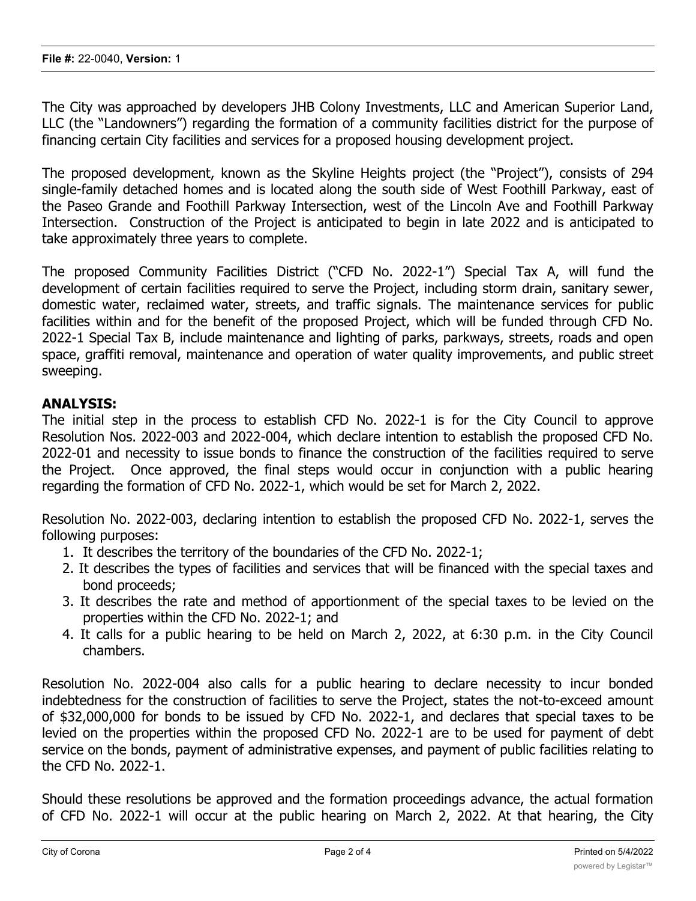The City was approached by developers JHB Colony Investments, LLC and American Superior Land, LLC (the "Landowners") regarding the formation of a community facilities district for the purpose of financing certain City facilities and services for a proposed housing development project.

The proposed development, known as the Skyline Heights project (the "Project"), consists of 294 single-family detached homes and is located along the south side of West Foothill Parkway, east of the Paseo Grande and Foothill Parkway Intersection, west of the Lincoln Ave and Foothill Parkway Intersection. Construction of the Project is anticipated to begin in late 2022 and is anticipated to take approximately three years to complete.

The proposed Community Facilities District ("CFD No. 2022-1") Special Tax A, will fund the development of certain facilities required to serve the Project, including storm drain, sanitary sewer, domestic water, reclaimed water, streets, and traffic signals. The maintenance services for public facilities within and for the benefit of the proposed Project, which will be funded through CFD No. 2022-1 Special Tax B, include maintenance and lighting of parks, parkways, streets, roads and open space, graffiti removal, maintenance and operation of water quality improvements, and public street sweeping.

**ANALYSIS:**

The initial step in the process to establish CFD No. 2022-1 is for the City Council to approve Resolution Nos. 2022-003 and 2022-004, which declare intention to establish the proposed CFD No. 2022-01 and necessity to issue bonds to finance the construction of the facilities required to serve the Project. Once approved, the final steps would occur in conjunction with a public hearing regarding the formation of CFD No. 2022-1, which would be set for March 2, 2022.

Resolution No. 2022-003, declaring intention to establish the proposed CFD No. 2022-1, serves the following purposes:

1. It describes the territory of the boundaries of the CFD No. 2022-1;
2. It describes the types of facilities and services that will be financed with the special taxes and bond proceeds;
3. It describes the rate and method of apportionment of the special taxes to be levied on the properties within the CFD No. 2022-1; and
4. It calls for a public hearing to be held on March 2, 2022, at 6:30 p.m. in the City Council chambers.

Resolution No. 2022-004 also calls for a public hearing to declare necessity to incur bonded indebtedness for the construction of facilities to serve the Project, states the not-to-exceed amount of $32,000,000 for bonds to be issued by CFD No. 2022-1, and declares that special taxes to be levied on the properties within the proposed CFD No. 2022-1 are to be used for payment of debt service on the bonds, payment of administrative expenses, and payment of public facilities relating to the CFD No. 2022-1.

Should these resolutions be approved and the formation proceedings advance, the actual formation of CFD No. 2022-1 will occur at the public hearing on March 2, 2022. At that hearing, the City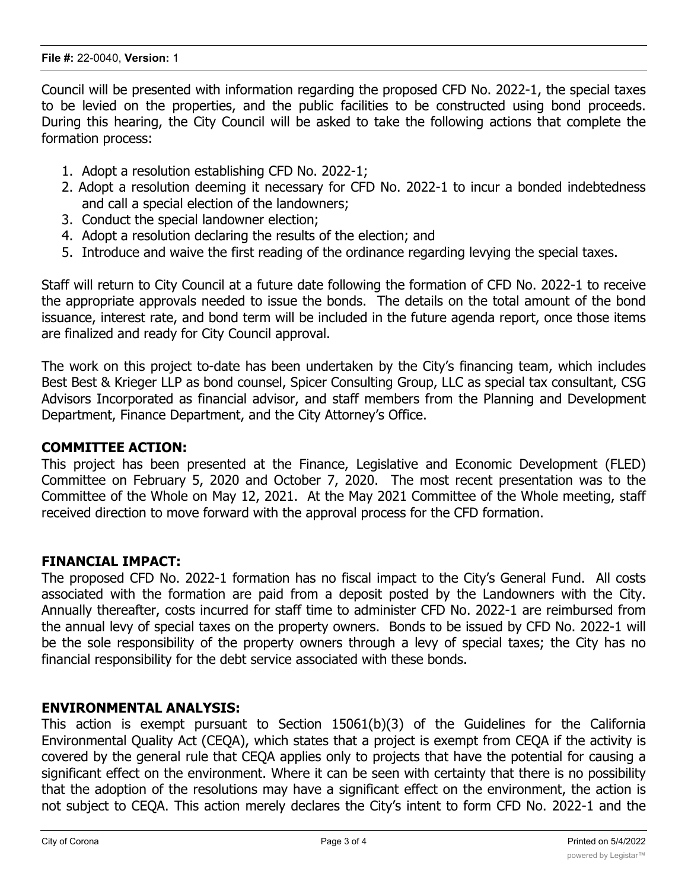Council will be presented with information regarding the proposed CFD No. 2022-1, the special taxes to be levied on the properties, and the public facilities to be constructed using bond proceeds. During this hearing, the City Council will be asked to take the following actions that complete the formation process:

1. Adopt a resolution establishing CFD No. 2022-1;
2. Adopt a resolution deeming it necessary for CFD No. 2022-1 to incur a bonded indebtedness and call a special election of the landowners;
3. Conduct the special landowner election;
4. Adopt a resolution declaring the results of the election; and
5. Introduce and waive the first reading of the ordinance regarding levying the special taxes.

Staff will return to City Council at a future date following the formation of CFD No. 2022-1 to receive the appropriate approvals needed to issue the bonds. The details on the total amount of the bond issuance, interest rate, and bond term will be included in the future agenda report, once those items are finalized and ready for City Council approval.

The work on this project to-date has been undertaken by the City's financing team, which includes Best Best & Krieger LLP as bond counsel, Spicer Consulting Group, LLC as special tax consultant, CSG Advisors Incorporated as financial advisor, and staff members from the Planning and Development Department, Finance Department, and the City Attorney's Office.

**COMMITTEE ACTION:**

This project has been presented at the Finance, Legislative and Economic Development (FLED) Committee on February 5, 2020 and October 7, 2020. The most recent presentation was to the Committee of the Whole on May 12, 2021. At the May 2021 Committee of the Whole meeting, staff received direction to move forward with the approval process for the CFD formation.

**FINANCIAL IMPACT:**

The proposed CFD No. 2022-1 formation has no fiscal impact to the City's General Fund. All costs associated with the formation are paid from a deposit posted by the Landowners with the City. Annually thereafter, costs incurred for staff time to administer CFD No. 2022-1 are reimbursed from the annual levy of special taxes on the property owners. Bonds to be issued by CFD No. 2022-1 will be the sole responsibility of the property owners through a levy of special taxes; the City has no financial responsibility for the debt service associated with these bonds.

**ENVIRONMENTAL ANALYSIS:**

This action is exempt pursuant to Section 15061(b)(3) of the Guidelines for the California Environmental Quality Act (CEQA), which states that a project is exempt from CEQA if the activity is covered by the general rule that CEQA applies only to projects that have the potential for causing a significant effect on the environment. Where it can be seen with certainty that there is no possibility that the adoption of the resolutions may have a significant effect on the environment, the action is not subject to CEQA. This action merely declares the City's intent to form CFD No. 2022-1 and the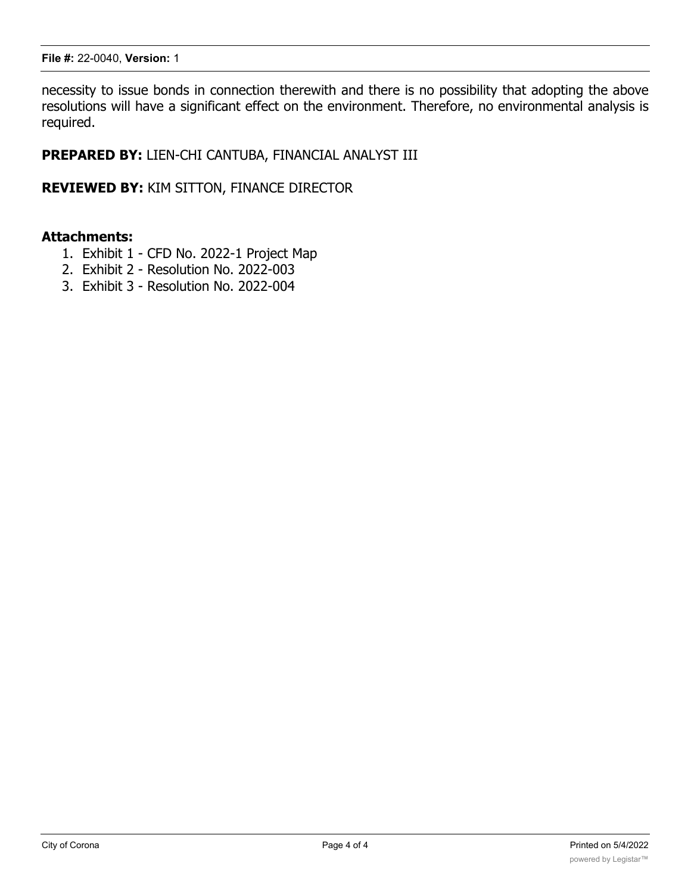necessity to issue bonds in connection therewith and there is no possibility that adopting the above resolutions will have a significant effect on the environment. Therefore, no environmental analysis is required.

**PREPARED BY:** LIEN-CHI CANTUBA, FINANCIAL ANALYST III

**REVIEWED BY:** KIM SITTON, FINANCE DIRECTOR

**Attachments:**

1. Exhibit 1 - CFD No. 2022-1 Project Map
2. Exhibit 2 - Resolution No. 2022-003
3. Exhibit 3 - Resolution No. 2022-004